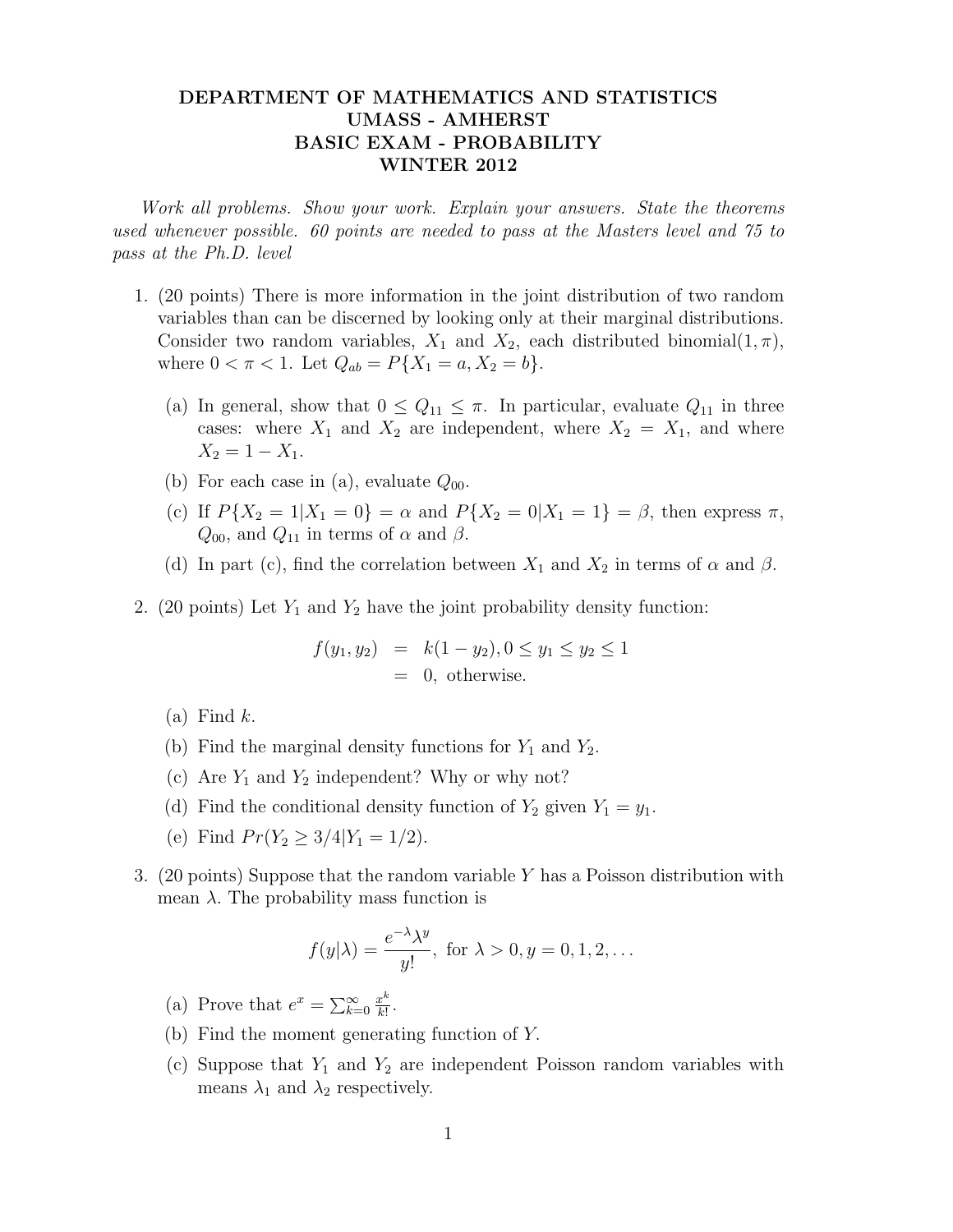# DEPARTMENT OF MATHEMATICS AND STATISTICS
# UMASS - AMHERST
# BASIC EXAM - PROBABILITY
# WINTER 2012

*Work all problems. Show your work. Explain your answers. State the theorems used whenever possible. 60 points are needed to pass at the Masters level and 75 to pass at the Ph.D. level*

1. (20 points) There is more information in the joint distribution of two random variables than can be discerned by looking only at their marginal distributions. Consider two random variables, $X_1$ and $X_2$, each distributed binomial$(1, \pi)$, where $0 < \pi < 1$. Let $Q_{ab} = P\{X_1 = a, X_2 = b\}$.

   (a) In general, show that $0 \leq Q_{11} \leq \pi$. In particular, evaluate $Q_{11}$ in three cases: where $X_1$ and $X_2$ are independent, where $X_2 = X_1$, and where $X_2 = 1 - X_1$.

   (b) For each case in (a), evaluate $Q_{00}$.

   (c) If $P\{X_2 = 1 | X_1 = 0\} = \alpha$ and $P\{X_2 = 0 | X_1 = 1\} = \beta$, then express $\pi$, $Q_{00}$, and $Q_{11}$ in terms of $\alpha$ and $\beta$.

   (d) In part (c), find the correlation between $X_1$ and $X_2$ in terms of $\alpha$ and $\beta$.

2. (20 points) Let $Y_1$ and $Y_2$ have the joint probability density function:

$$
\begin{aligned}
f(y_1, y_2) &= k(1 - y_2), 0 \leq y_1 \leq y_2 \leq 1 \\
&= 0, \text{ otherwise.}
\end{aligned}
$$

   (a) Find $k$.

   (b) Find the marginal density functions for $Y_1$ and $Y_2$.

   (c) Are $Y_1$ and $Y_2$ independent? Why or why not?

   (d) Find the conditional density function of $Y_2$ given $Y_1 = y_1$.

   (e) Find $Pr(Y_2 \geq 3/4 | Y_1 = 1/2)$.

3. (20 points) Suppose that the random variable $Y$ has a Poisson distribution with mean $\lambda$. The probability mass function is

$$
f(y|\lambda) = \frac{e^{-\lambda}\lambda^y}{y!}, \text{ for } \lambda > 0, y = 0, 1, 2, \ldots
$$

   (a) Prove that $e^x = \sum_{k=0}^{\infty} \frac{x^k}{k!}$.

   (b) Find the moment generating function of $Y$.

   (c) Suppose that $Y_1$ and $Y_2$ are independent Poisson random variables with means $\lambda_1$ and $\lambda_2$ respectively.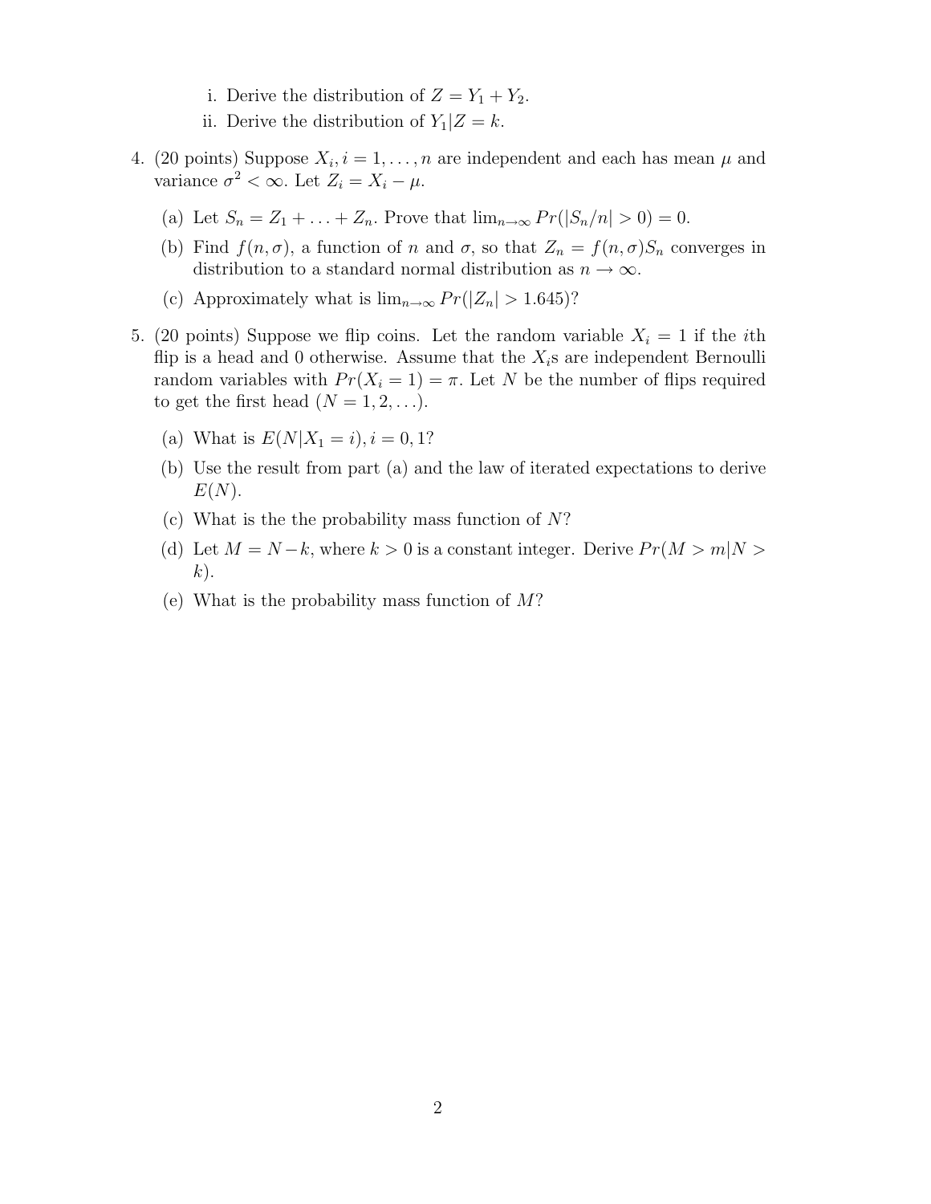i. Derive the distribution of $Z = Y_1 + Y_2$.
ii. Derive the distribution of $Y_1 | Z = k$.

4. (20 points) Suppose $X_i, i = 1, \ldots, n$ are independent and each has mean $\mu$ and variance $\sigma^2 < \infty$. Let $Z_i = X_i - \mu$.

   (a) Let $S_n = Z_1 + \ldots + Z_n$. Prove that $\lim_{n \to \infty} Pr(|S_n/n| > 0) = 0$.

   (b) Find $f(n, \sigma)$, a function of $n$ and $\sigma$, so that $Z_n = f(n, \sigma) S_n$ converges in distribution to a standard normal distribution as $n \to \infty$.

   (c) Approximately what is $\lim_{n \to \infty} Pr(|Z_n| > 1.645)$?

5. (20 points) Suppose we flip coins. Let the random variable $X_i = 1$ if the $i$th flip is a head and 0 otherwise. Assume that the $X_i$s are independent Bernoulli random variables with $Pr(X_i = 1) = \pi$. Let $N$ be the number of flips required to get the first head ($N = 1, 2, \ldots$).

   (a) What is $E(N | X_1 = i), i = 0, 1$?

   (b) Use the result from part (a) and the law of iterated expectations to derive $E(N)$.

   (c) What is the the probability mass function of $N$?

   (d) Let $M = N - k$, where $k > 0$ is a constant integer. Derive $Pr(M > m | N > k)$.

   (e) What is the probability mass function of $M$?